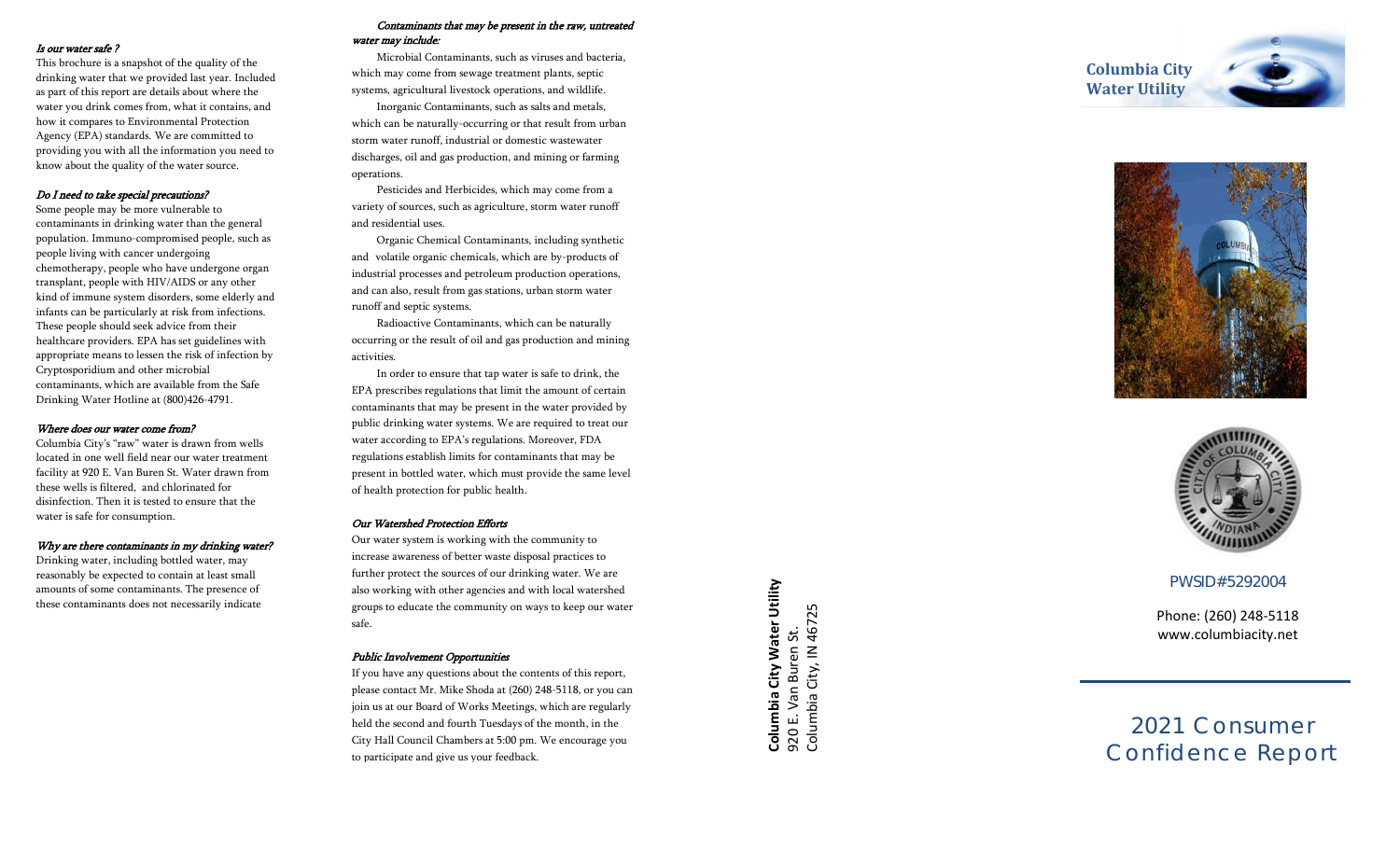### *Is our water safe ?*

This brochure is a snapshot of the quality of the drinking water that we provided last year. Included as part of this report are details about where the water you drink comes from, what it contains, and how it compares to Environmental Protection Agency (EPA) standards. We are committed to providing you with all the information you need to know about the quality of the water source.

### *Do I need to take special precautions?*

Some people may be more vulnerable to contaminants in drinking water than the general population. Immuno-compromised people, such as people living with cancer undergoing chemotherapy, people who have undergone organ transplant, people with HIV/AIDS or any other kind of immune system disorders, some elderly and infants can be particularly at risk from infections. These people should seek advice from their healthcare providers. EPA has set guidelines with appropriate means to lessen the risk of infection by Cryptosporidium and other microbial contaminants, which are available from the Safe Drinking Water Hotline at (800)426-4791.

### *Where does our water come from?*

Columbia City's "raw" water is drawn from wells located in one well field near our water treatment facility at 920 E. Van Buren St. Water drawn from these wells is filtered, and chlorinated for disinfection. Then it is tested to ensure that the water is safe for consumption.

### *Why are there contaminants in my drinking water?*

Drinking water, including bottled water, may reasonably be expected to contain at least small amounts of some contaminants. The presence of these contaminants does not necessarily indicate

### *Contaminants that may be present in the raw, untreated water may include:*

Microbial Contaminants, such as viruses and bacteria, which may come from sewage treatment plants, septic systems, agricultural livestock operations, and wildlife.

Inorganic Contaminants, such as salts and metals, which can be naturally-occurring or that result from urban storm water runoff, industrial or domestic wastewater discharges, oil and gas production, and mining or farming operations.

Pesticides and Herbicides, which may come from a variety of sources, such as agriculture, storm water runoff and residential uses.

Organic Chemical Contaminants, including synthetic and volatile organic chemicals, which are by-products of industrial processes and petroleum production operations, and can also, result from gas stations, urban storm water runoff and septic systems.

Radioactive Contaminants, which can be naturally occurring or the result of oil and gas production and mining activities.

In order to ensure that tap water is safe to drink, the EPA prescribes regulations that limit the amount of certain contaminants that may be present in the water provided by public drinking water systems. We are required to treat our water according to EPA's regulations. Moreover, FDA regulations establish limits for contaminants that may be present in bottled water, which must provide the same level of health protection for public health.

### *Our Watershed Protection Efforts*

Our water system is working with the community to increase awareness of better waste disposal practices to further protect the sources of our drinking water. We are also working with other agencies and with local watershed groups to educate the community on ways to keep our water safe.

### *Public Involvement Opportunities*

If you have any questions about the contents of this report, please contact Mr. Mike Shoda at (260) 248-5118, or you can join us at our Board of Works Meetings, which are regularly held the second and fourth Tuesdays of the month, in the City Hall Council Chambers at 5:00 pm. We encourage you to participate and give us your feedback.

**Columbia City Water Utility**
920 E. Van Buren St.
Columbia City, IN 46725

**Columbia City Water Utility**

PWSID#5292004

Phone: (260) 248-5118
www.columbiacity.net

# 2021 Consumer Confidence Report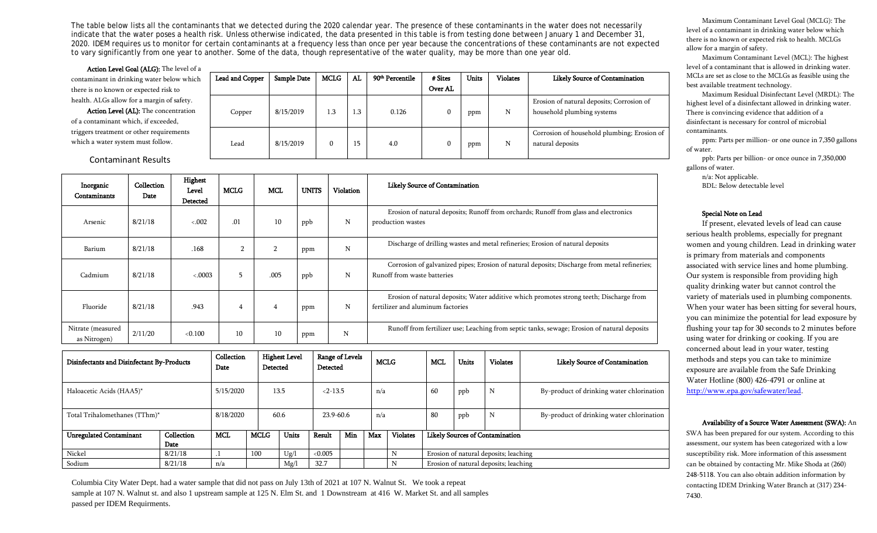The table below lists all the contaminants that we detected during the 2020 calendar year. The presence of these contaminants in the water does not necessarily indicate that the water poses a health risk. Unless otherwise indicated, the data presented in this table is from testing done between January 1 and December 31, 2020. IDEM requires us to monitor for certain contaminants at a frequency less than once per year because the concentrations of these contaminants are not expected to vary significantly from one year to another. Some of the data, though representative of the water quality, may be more than one year old.

**Action Level Goal (ALG):** The level of a contaminant in drinking water below which there is no known or expected risk to health. ALGs allow for a margin of safety.

**Action Level (AL):** The concentration of a contaminant which, if exceeded, triggers treatment or other requirements which a water system must follow.

| Lead and Copper | Sample Date | MCLG | AL | 90th Percentile | # Sites Over AL | Units | Violates | Likely Source of Contamination |
|---|---|---|---|---|---|---|---|---|
| Copper | 8/15/2019 | 1.3 | 1.3 | 0.126 | 0 | ppm | N | Erosion of natural deposits; Corrosion of household plumbing systems |
| Lead | 8/15/2019 | 0 | 15 | 4.0 | 0 | ppm | N | Corrosion of household plumbing; Erosion of natural deposits |

## Contaminant Results

| Inorganic Contaminants | Collection Date | Highest Level Detected | MCLG | MCL | UNITS | Violation | Likely Source of Contamination |
|---|---|---|---|---|---|---|---|
| Arsenic | 8/21/18 | <.002 | .01 | 10 | ppb | N | Erosion of natural deposits; Runoff from orchards; Runoff from glass and electronics production wastes |
| Barium | 8/21/18 | .168 | 2 | 2 | ppm | N | Discharge of drilling wastes and metal refineries; Erosion of natural deposits |
| Cadmium | 8/21/18 | <.0003 | 5 | .005 | ppb | N | Corrosion of galvanized pipes; Erosion of natural deposits; Discharge from metal refineries; Runoff from waste batteries |
| Fluoride | 8/21/18 | .943 | 4 | 4 | ppm | N | Erosion of natural deposits; Water additive which promotes strong teeth; Discharge from fertilizer and aluminum factories |
| Nitrate (measured as Nitrogen) | 2/11/20 | <0.100 | 10 | 10 | ppm | N | Runoff from fertilizer use; Leaching from septic tanks, sewage; Erosion of natural deposits |

| Disinfectants and Disinfectant By-Products | Collection Date | Highest Level Detected | Range of Levels Detected | MCLG | MCL | Units | Violates | Likely Source of Contamination |
|---|---|---|---|---|---|---|---|---|
| Haloacetic Acids (HAA5)* | 5/15/2020 | 13.5 | <2-13.5 | n/a | 60 | ppb | N | By-product of drinking water chlorination |
| Total Trihalomethanes (TThm)* | 8/18/2020 | 60.6 | 23.9-60.6 | n/a | 80 | ppb | N | By-product of drinking water chlorination |

| Unregulated Contaminant | Collection Date | MCL | MCLG | Units | Result | Min | Max | Violates | Likely Sources of Contamination |
|---|---|---|---|---|---|---|---|---|---|
| Nickel | 8/21/18 | .1 | 100 | Ug/l | <0.005 | | | N | Erosion of natural deposits; leaching |
| Sodium | 8/21/18 | n/a | | Mg/l | 32.7 | | | N | Erosion of natural deposits; leaching |

Columbia City Water Dept. had a water sample that did not pass on July 13th of 2021 at 107 N. Walnut St. We took a repeat sample at 107 N. Walnut st. and also 1 upstream sample at 125 N. Elm St. and 1 Downstream at 416 W. Market St. and all samples passed per IDEM Requirments.

Maximum Contaminant Level Goal (MCLG): The level of a contaminant in drinking water below which there is no known or expected risk to health. MCLGs allow for a margin of safety.

Maximum Contaminant Level (MCL): The highest level of a contaminant that is allowed in drinking water. MCLs are set as close to the MCLGs as feasible using the best available treatment technology.

Maximum Residual Disinfectant Level (MRDL): The highest level of a disinfectant allowed in drinking water. There is convincing evidence that addition of a disinfectant is necessary for control of microbial contaminants.

ppm: Parts per million- or one ounce in 7,350 gallons of water.

ppb: Parts per billion- or once ounce in 7,350,000 gallons of water.

n/a: Not applicable.

BDL: Below detectable level

**Special Note on Lead**

If present, elevated levels of lead can cause serious health problems, especially for pregnant women and young children. Lead in drinking water is primary from materials and components associated with service lines and home plumbing. Our system is responsible from providing high quality drinking water but cannot control the variety of materials used in plumbing components. When your water has been sitting for several hours, you can minimize the potential for lead exposure by flushing your tap for 30 seconds to 2 minutes before using water for drinking or cooking. If you are concerned about lead in your water, testing methods and steps you can take to minimize exposure are available from the Safe Drinking Water Hotline (800) 426-4791 or online at http://www.epa.gov/safewater/lead.

**Availability of a Source Water Assessment (SWA):** An SWA has been prepared for our system. According to this assessment, our system has been categorized with a low susceptibility risk. More information of this assessment can be obtained by contacting Mr. Mike Shoda at (260) 248-5118. You can also obtain addition information by contacting IDEM Drinking Water Branch at (317) 234-7430.